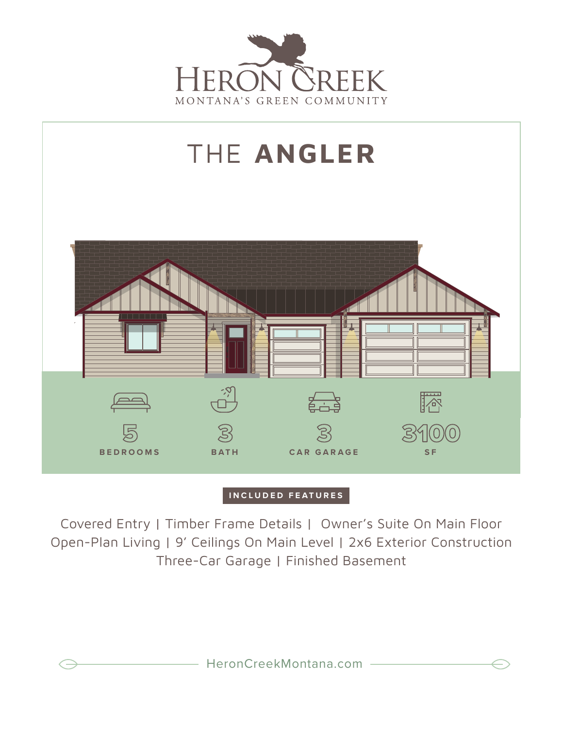# HERON CREEK

MONTANA'S GREEN COMMUNITY

## THE **ANGLER**

**5** BEDROOMS

**3** BATH

**3** CAR GARAGE

**3100** SF

**INCLUDED FEATURES**

Covered Entry | Timber Frame Details | Owner's Suite On Main Floor
Open-Plan Living | 9' Ceilings On Main Level | 2x6 Exterior Construction
Three-Car Garage | Finished Basement

HeronCreekMontana.com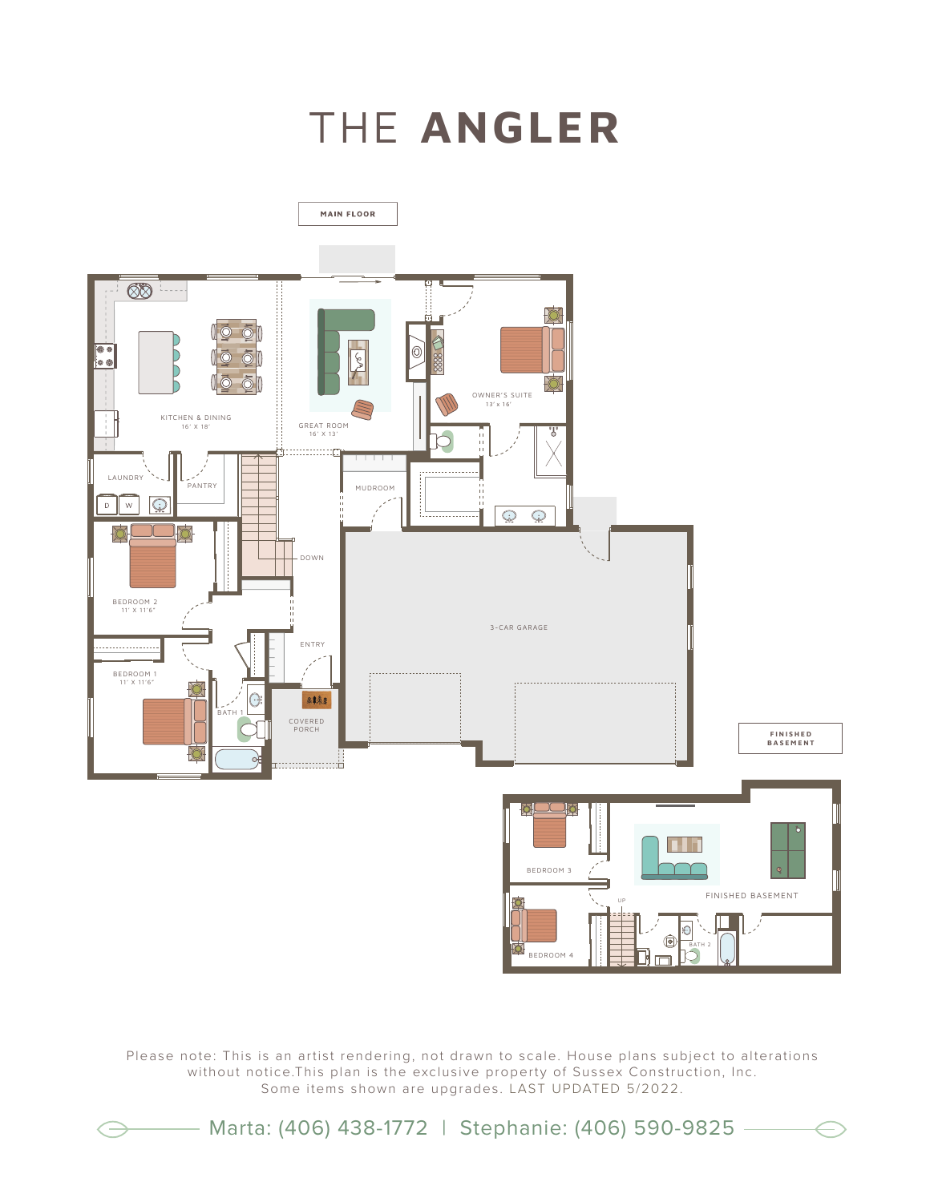# THE ANGLER

**MAIN FLOOR**

KITCHEN & DINING
16' X 18'

GREAT ROOM
16' X 13'

OWNER'S SUITE
13' X 16'

LAUNDRY

D W

PANTRY

MUDROOM

DOWN

BEDROOM 2
11' X 11'6"

BEDROOM 1
11' X 11'6"

BATH 1

ENTRY

COVERED PORCH

3-CAR GARAGE

**FINISHED BASEMENT**

BEDROOM 3

BEDROOM 4

FINISHED BASEMENT

UP

BATH 2

Please note: This is an artist rendering, not drawn to scale. House plans subject to alterations without notice.This plan is the exclusive property of Sussex Construction, Inc. Some items shown are upgrades. LAST UPDATED 5/2022.

Marta: (406) 438-1772 | Stephanie: (406) 590-9825